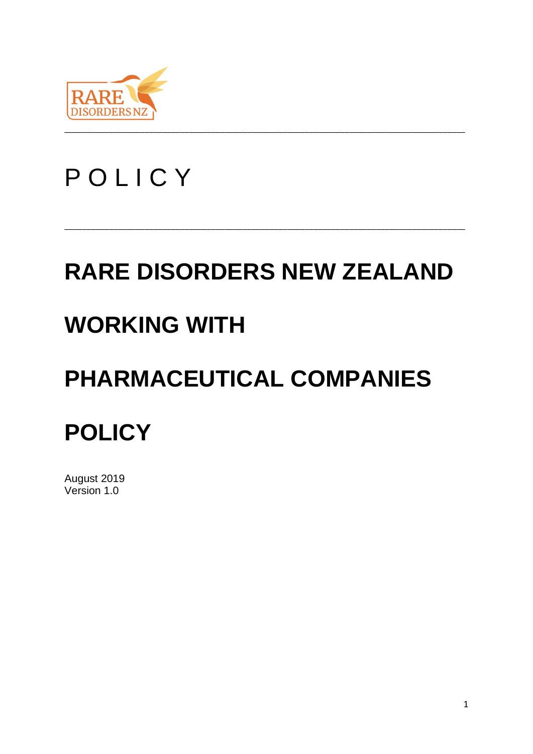P O L I C Y

# RARE DISORDERS NEW ZEALAND

# WORKING WITH

# PHARMACEUTICAL COMPANIES

# POLICY

August 2019
Version 1.0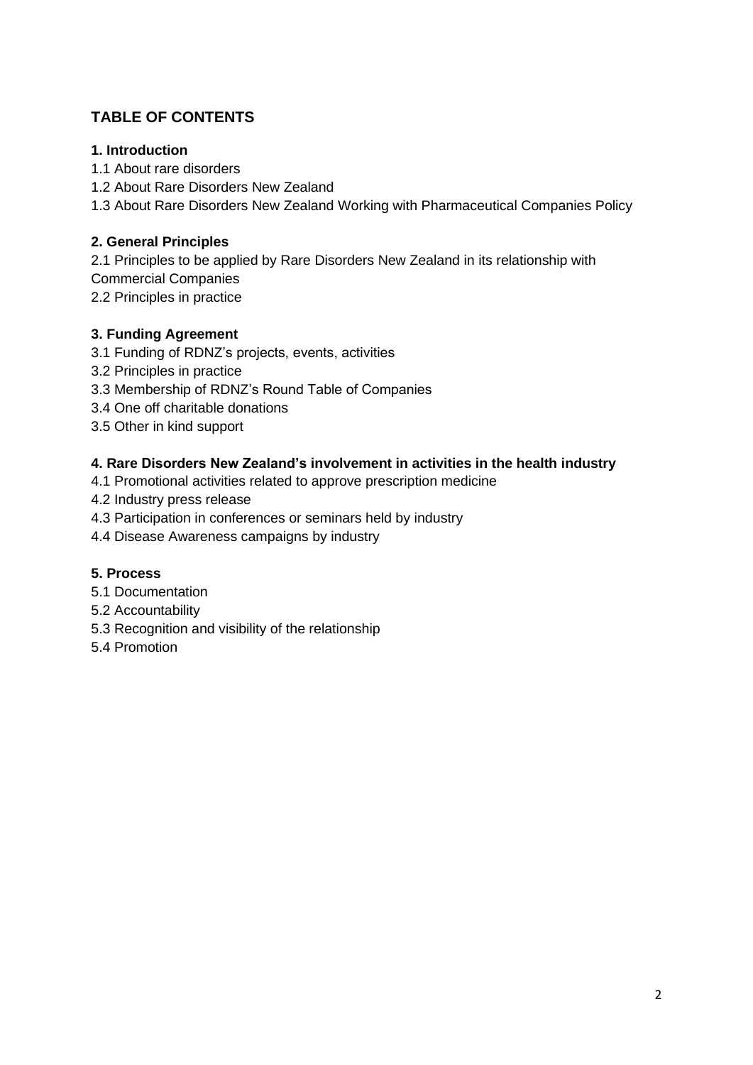## TABLE OF CONTENTS

**1. Introduction**

1.1 About rare disorders
1.2 About Rare Disorders New Zealand
1.3 About Rare Disorders New Zealand Working with Pharmaceutical Companies Policy

**2. General Principles**

2.1 Principles to be applied by Rare Disorders New Zealand in its relationship with Commercial Companies
2.2 Principles in practice

**3. Funding Agreement**

3.1 Funding of RDNZ's projects, events, activities
3.2 Principles in practice
3.3 Membership of RDNZ's Round Table of Companies
3.4 One off charitable donations
3.5 Other in kind support

**4. Rare Disorders New Zealand's involvement in activities in the health industry**

4.1 Promotional activities related to approve prescription medicine
4.2 Industry press release
4.3 Participation in conferences or seminars held by industry
4.4 Disease Awareness campaigns by industry

**5. Process**

5.1 Documentation
5.2 Accountability
5.3 Recognition and visibility of the relationship
5.4 Promotion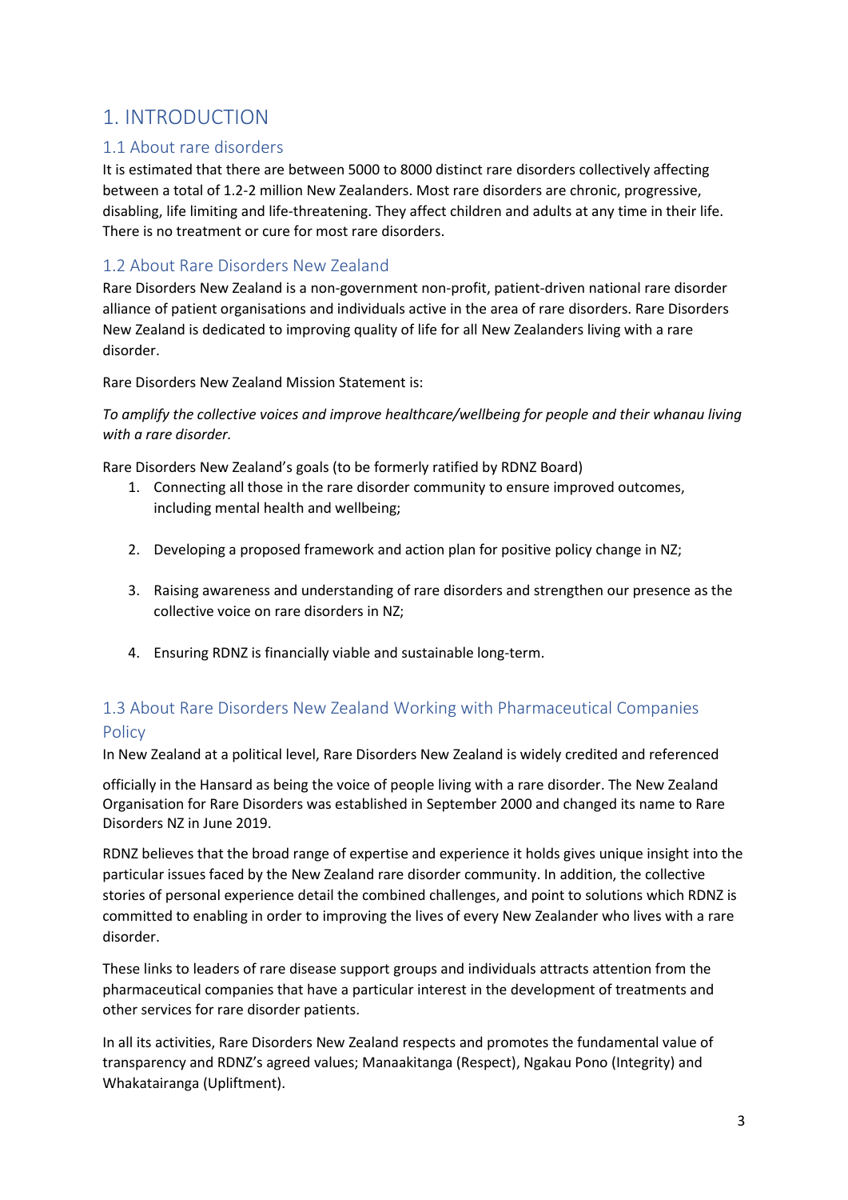# 1. INTRODUCTION

## 1.1 About rare disorders

It is estimated that there are between 5000 to 8000 distinct rare disorders collectively affecting between a total of 1.2-2 million New Zealanders. Most rare disorders are chronic, progressive, disabling, life limiting and life-threatening. They affect children and adults at any time in their life. There is no treatment or cure for most rare disorders.

## 1.2 About Rare Disorders New Zealand

Rare Disorders New Zealand is a non-government non-profit, patient-driven national rare disorder alliance of patient organisations and individuals active in the area of rare disorders. Rare Disorders New Zealand is dedicated to improving quality of life for all New Zealanders living with a rare disorder.

Rare Disorders New Zealand Mission Statement is:

*To amplify the collective voices and improve healthcare/wellbeing for people and their whanau living with a rare disorder.*

Rare Disorders New Zealand's goals (to be formerly ratified by RDNZ Board)

1. Connecting all those in the rare disorder community to ensure improved outcomes, including mental health and wellbeing;

2. Developing a proposed framework and action plan for positive policy change in NZ;

3. Raising awareness and understanding of rare disorders and strengthen our presence as the collective voice on rare disorders in NZ;

4. Ensuring RDNZ is financially viable and sustainable long-term.

## 1.3 About Rare Disorders New Zealand Working with Pharmaceutical Companies Policy

In New Zealand at a political level, Rare Disorders New Zealand is widely credited and referenced officially in the Hansard as being the voice of people living with a rare disorder. The New Zealand Organisation for Rare Disorders was established in September 2000 and changed its name to Rare Disorders NZ in June 2019.

RDNZ believes that the broad range of expertise and experience it holds gives unique insight into the particular issues faced by the New Zealand rare disorder community. In addition, the collective stories of personal experience detail the combined challenges, and point to solutions which RDNZ is committed to enabling in order to improving the lives of every New Zealander who lives with a rare disorder.

These links to leaders of rare disease support groups and individuals attracts attention from the pharmaceutical companies that have a particular interest in the development of treatments and other services for rare disorder patients.

In all its activities, Rare Disorders New Zealand respects and promotes the fundamental value of transparency and RDNZ's agreed values; Manaakitanga (Respect), Ngakau Pono (Integrity) and Whakatairanga (Upliftment).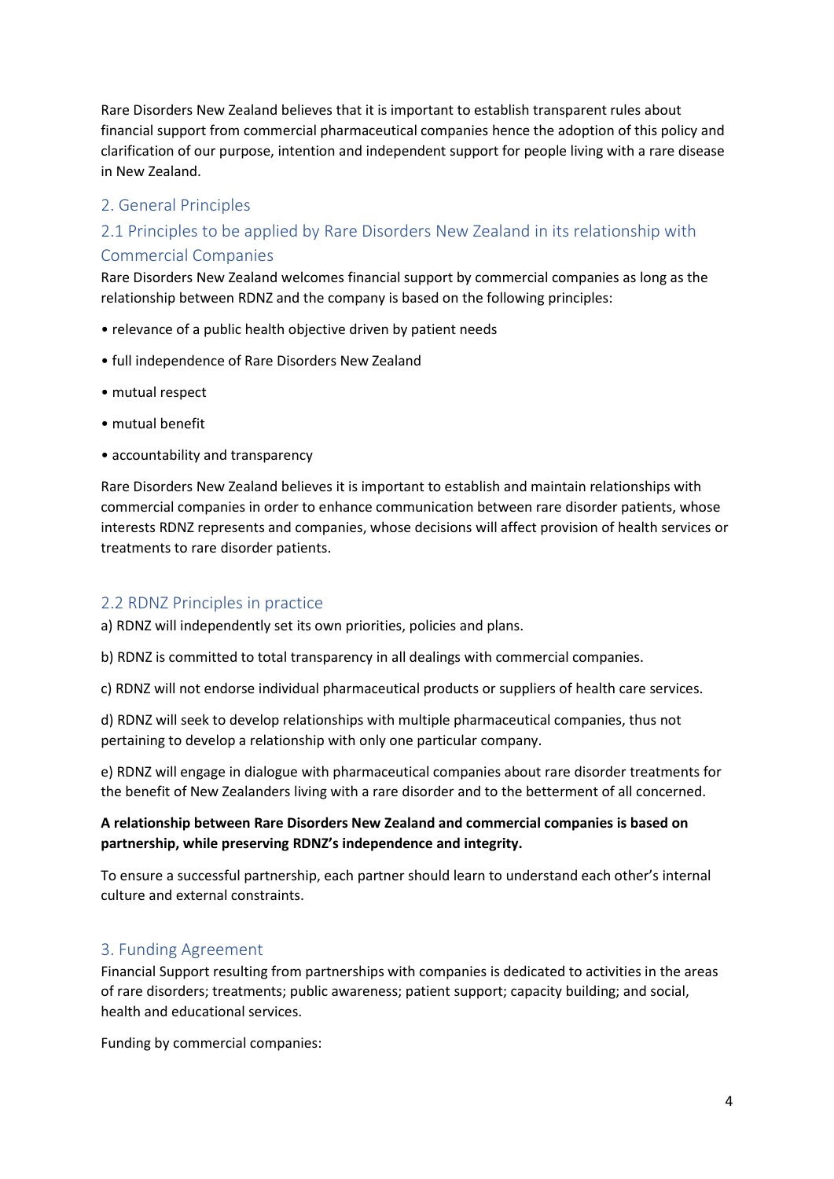Rare Disorders New Zealand believes that it is important to establish transparent rules about financial support from commercial pharmaceutical companies hence the adoption of this policy and clarification of our purpose, intention and independent support for people living with a rare disease in New Zealand.

## 2. General Principles

### 2.1 Principles to be applied by Rare Disorders New Zealand in its relationship with Commercial Companies

Rare Disorders New Zealand welcomes financial support by commercial companies as long as the relationship between RDNZ and the company is based on the following principles:

- relevance of a public health objective driven by patient needs
- full independence of Rare Disorders New Zealand
- mutual respect
- mutual benefit
- accountability and transparency

Rare Disorders New Zealand believes it is important to establish and maintain relationships with commercial companies in order to enhance communication between rare disorder patients, whose interests RDNZ represents and companies, whose decisions will affect provision of health services or treatments to rare disorder patients.

### 2.2 RDNZ Principles in practice

a) RDNZ will independently set its own priorities, policies and plans.

b) RDNZ is committed to total transparency in all dealings with commercial companies.

c) RDNZ will not endorse individual pharmaceutical products or suppliers of health care services.

d) RDNZ will seek to develop relationships with multiple pharmaceutical companies, thus not pertaining to develop a relationship with only one particular company.

e) RDNZ will engage in dialogue with pharmaceutical companies about rare disorder treatments for the benefit of New Zealanders living with a rare disorder and to the betterment of all concerned.

**A relationship between Rare Disorders New Zealand and commercial companies is based on partnership, while preserving RDNZ's independence and integrity.**

To ensure a successful partnership, each partner should learn to understand each other's internal culture and external constraints.

## 3. Funding Agreement

Financial Support resulting from partnerships with companies is dedicated to activities in the areas of rare disorders; treatments; public awareness; patient support; capacity building; and social, health and educational services.

Funding by commercial companies: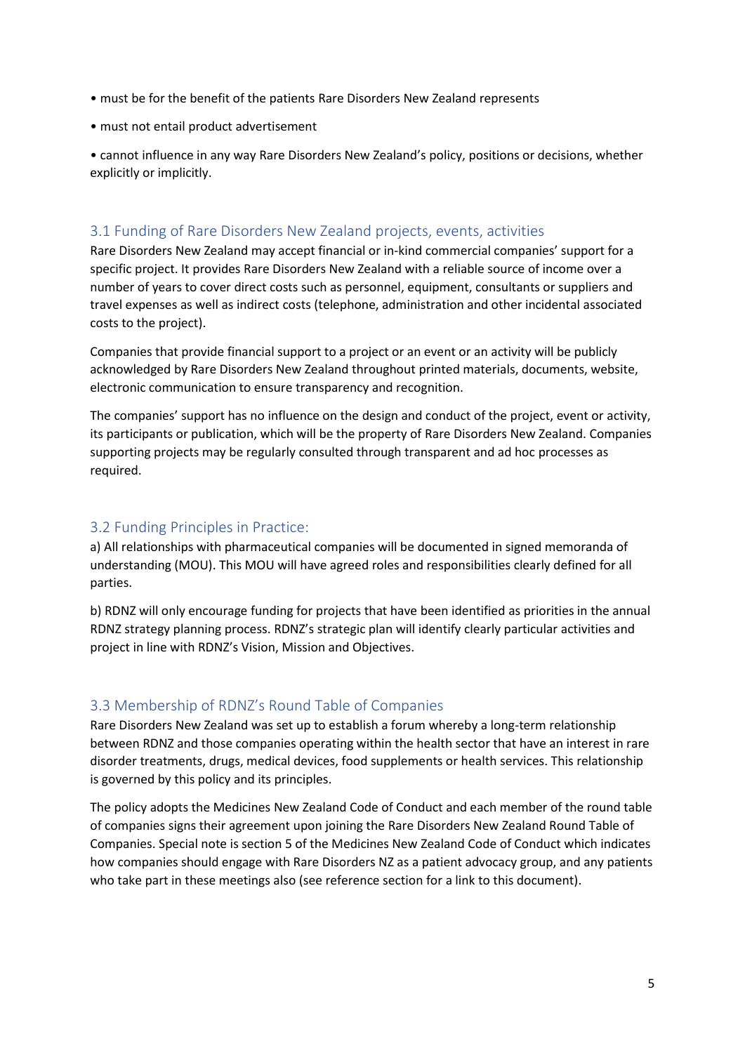- must be for the benefit of the patients Rare Disorders New Zealand represents
- must not entail product advertisement
- cannot influence in any way Rare Disorders New Zealand's policy, positions or decisions, whether explicitly or implicitly.

## 3.1 Funding of Rare Disorders New Zealand projects, events, activities

Rare Disorders New Zealand may accept financial or in-kind commercial companies' support for a specific project. It provides Rare Disorders New Zealand with a reliable source of income over a number of years to cover direct costs such as personnel, equipment, consultants or suppliers and travel expenses as well as indirect costs (telephone, administration and other incidental associated costs to the project).

Companies that provide financial support to a project or an event or an activity will be publicly acknowledged by Rare Disorders New Zealand throughout printed materials, documents, website, electronic communication to ensure transparency and recognition.

The companies' support has no influence on the design and conduct of the project, event or activity, its participants or publication, which will be the property of Rare Disorders New Zealand. Companies supporting projects may be regularly consulted through transparent and ad hoc processes as required.

## 3.2 Funding Principles in Practice:

a) All relationships with pharmaceutical companies will be documented in signed memoranda of understanding (MOU). This MOU will have agreed roles and responsibilities clearly defined for all parties.

b) RDNZ will only encourage funding for projects that have been identified as priorities in the annual RDNZ strategy planning process. RDNZ's strategic plan will identify clearly particular activities and project in line with RDNZ's Vision, Mission and Objectives.

## 3.3 Membership of RDNZ's Round Table of Companies

Rare Disorders New Zealand was set up to establish a forum whereby a long-term relationship between RDNZ and those companies operating within the health sector that have an interest in rare disorder treatments, drugs, medical devices, food supplements or health services. This relationship is governed by this policy and its principles.

The policy adopts the Medicines New Zealand Code of Conduct and each member of the round table of companies signs their agreement upon joining the Rare Disorders New Zealand Round Table of Companies. Special note is section 5 of the Medicines New Zealand Code of Conduct which indicates how companies should engage with Rare Disorders NZ as a patient advocacy group, and any patients who take part in these meetings also (see reference section for a link to this document).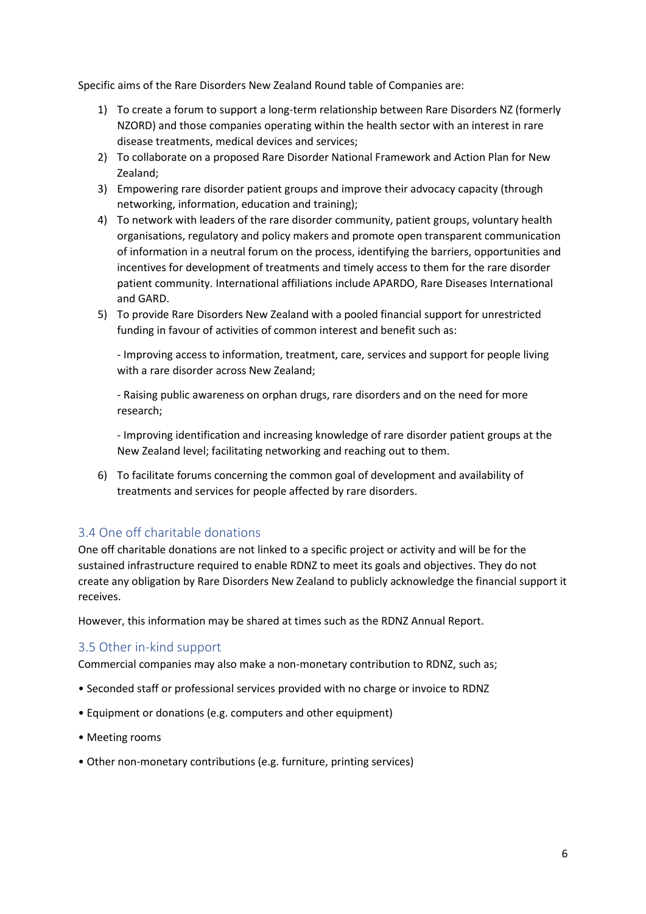Specific aims of the Rare Disorders New Zealand Round table of Companies are:

1) To create a forum to support a long-term relationship between Rare Disorders NZ (formerly NZORD) and those companies operating within the health sector with an interest in rare disease treatments, medical devices and services;
2) To collaborate on a proposed Rare Disorder National Framework and Action Plan for New Zealand;
3) Empowering rare disorder patient groups and improve their advocacy capacity (through networking, information, education and training);
4) To network with leaders of the rare disorder community, patient groups, voluntary health organisations, regulatory and policy makers and promote open transparent communication of information in a neutral forum on the process, identifying the barriers, opportunities and incentives for development of treatments and timely access to them for the rare disorder patient community. International affiliations include APARDO, Rare Diseases International and GARD.
5) To provide Rare Disorders New Zealand with a pooled financial support for unrestricted funding in favour of activities of common interest and benefit such as:

   - Improving access to information, treatment, care, services and support for people living with a rare disorder across New Zealand;

   - Raising public awareness on orphan drugs, rare disorders and on the need for more research;

   - Improving identification and increasing knowledge of rare disorder patient groups at the New Zealand level; facilitating networking and reaching out to them.

6) To facilitate forums concerning the common goal of development and availability of treatments and services for people affected by rare disorders.

### 3.4 One off charitable donations

One off charitable donations are not linked to a specific project or activity and will be for the sustained infrastructure required to enable RDNZ to meet its goals and objectives. They do not create any obligation by Rare Disorders New Zealand to publicly acknowledge the financial support it receives.

However, this information may be shared at times such as the RDNZ Annual Report.

### 3.5 Other in-kind support

Commercial companies may also make a non-monetary contribution to RDNZ, such as;

• Seconded staff or professional services provided with no charge or invoice to RDNZ

• Equipment or donations (e.g. computers and other equipment)

• Meeting rooms

• Other non-monetary contributions (e.g. furniture, printing services)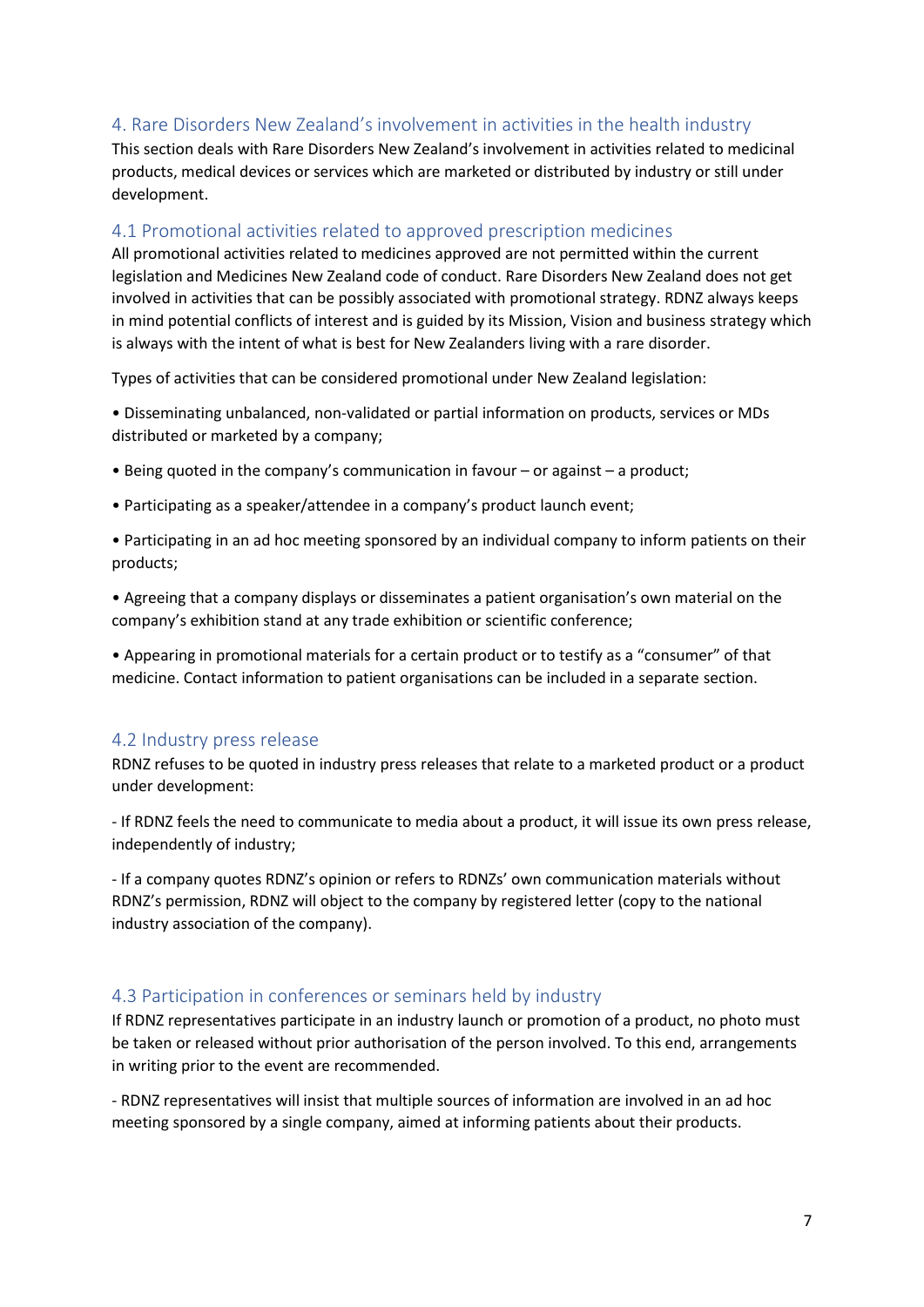## 4. Rare Disorders New Zealand's involvement in activities in the health industry

This section deals with Rare Disorders New Zealand's involvement in activities related to medicinal products, medical devices or services which are marketed or distributed by industry or still under development.

### 4.1 Promotional activities related to approved prescription medicines

All promotional activities related to medicines approved are not permitted within the current legislation and Medicines New Zealand code of conduct. Rare Disorders New Zealand does not get involved in activities that can be possibly associated with promotional strategy. RDNZ always keeps in mind potential conflicts of interest and is guided by its Mission, Vision and business strategy which is always with the intent of what is best for New Zealanders living with a rare disorder.

Types of activities that can be considered promotional under New Zealand legislation:

• Disseminating unbalanced, non-validated or partial information on products, services or MDs distributed or marketed by a company;

• Being quoted in the company's communication in favour – or against – a product;

• Participating as a speaker/attendee in a company's product launch event;

• Participating in an ad hoc meeting sponsored by an individual company to inform patients on their products;

• Agreeing that a company displays or disseminates a patient organisation's own material on the company's exhibition stand at any trade exhibition or scientific conference;

• Appearing in promotional materials for a certain product or to testify as a "consumer" of that medicine. Contact information to patient organisations can be included in a separate section.

### 4.2 Industry press release

RDNZ refuses to be quoted in industry press releases that relate to a marketed product or a product under development:

- If RDNZ feels the need to communicate to media about a product, it will issue its own press release, independently of industry;

- If a company quotes RDNZ's opinion or refers to RDNZs' own communication materials without RDNZ's permission, RDNZ will object to the company by registered letter (copy to the national industry association of the company).

### 4.3 Participation in conferences or seminars held by industry

If RDNZ representatives participate in an industry launch or promotion of a product, no photo must be taken or released without prior authorisation of the person involved. To this end, arrangements in writing prior to the event are recommended.

- RDNZ representatives will insist that multiple sources of information are involved in an ad hoc meeting sponsored by a single company, aimed at informing patients about their products.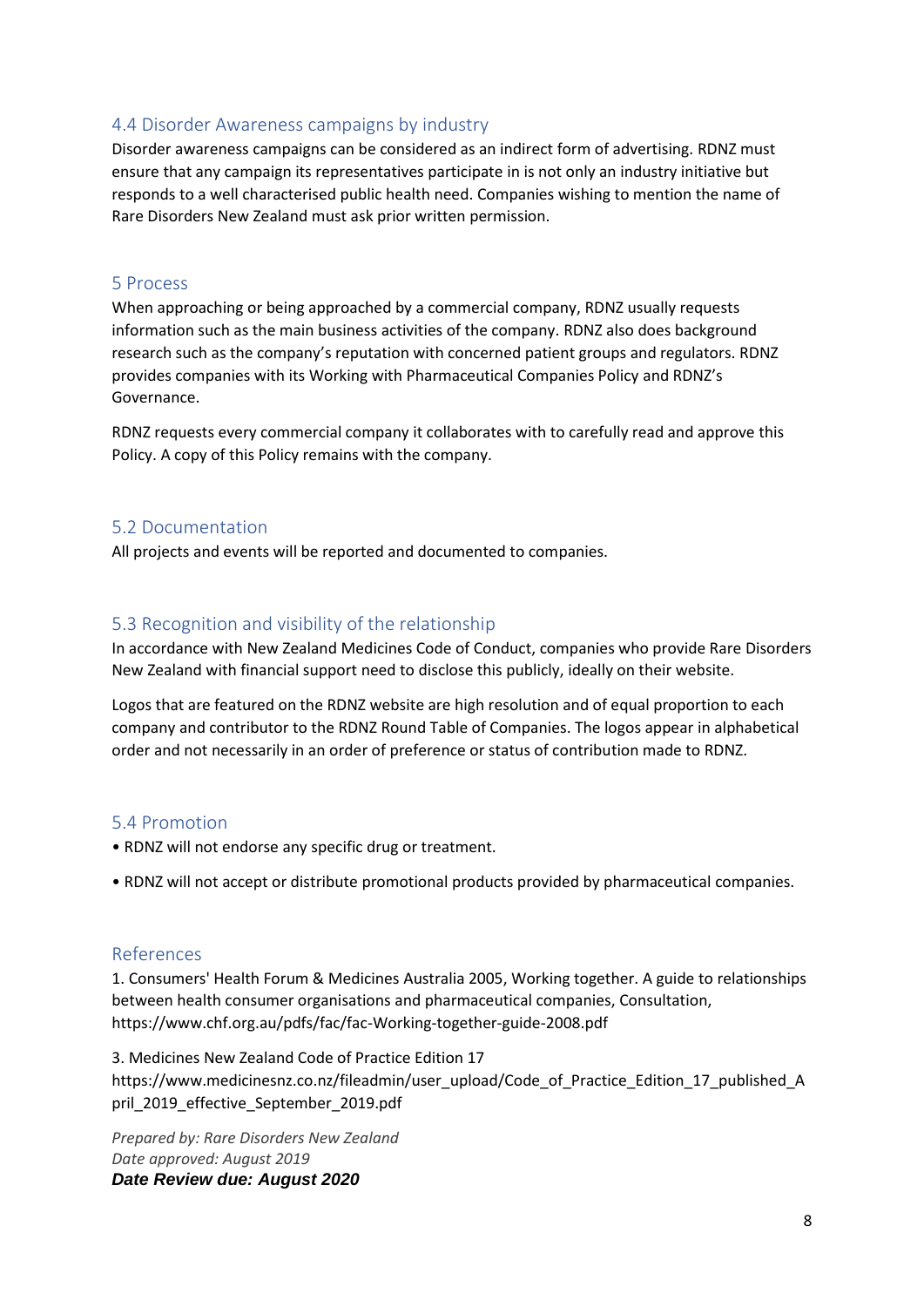### 4.4 Disorder Awareness campaigns by industry

Disorder awareness campaigns can be considered as an indirect form of advertising. RDNZ must ensure that any campaign its representatives participate in is not only an industry initiative but responds to a well characterised public health need. Companies wishing to mention the name of Rare Disorders New Zealand must ask prior written permission.

## 5 Process

When approaching or being approached by a commercial company, RDNZ usually requests information such as the main business activities of the company. RDNZ also does background research such as the company's reputation with concerned patient groups and regulators. RDNZ provides companies with its Working with Pharmaceutical Companies Policy and RDNZ's Governance.

RDNZ requests every commercial company it collaborates with to carefully read and approve this Policy. A copy of this Policy remains with the company.

### 5.2 Documentation

All projects and events will be reported and documented to companies.

### 5.3 Recognition and visibility of the relationship

In accordance with New Zealand Medicines Code of Conduct, companies who provide Rare Disorders New Zealand with financial support need to disclose this publicly, ideally on their website.

Logos that are featured on the RDNZ website are high resolution and of equal proportion to each company and contributor to the RDNZ Round Table of Companies. The logos appear in alphabetical order and not necessarily in an order of preference or status of contribution made to RDNZ.

### 5.4 Promotion

- RDNZ will not endorse any specific drug or treatment.
- RDNZ will not accept or distribute promotional products provided by pharmaceutical companies.

## References

1. Consumers' Health Forum & Medicines Australia 2005, Working together. A guide to relationships between health consumer organisations and pharmaceutical companies, Consultation, https://www.chf.org.au/pdfs/fac/fac-Working-together-guide-2008.pdf

3. Medicines New Zealand Code of Practice Edition 17 https://www.medicinesnz.co.nz/fileadmin/user_upload/Code_of_Practice_Edition_17_published_April_2019_effective_September_2019.pdf

*Prepared by: Rare Disorders New Zealand*
*Date approved: August 2019*
***Date Review due: August 2020***